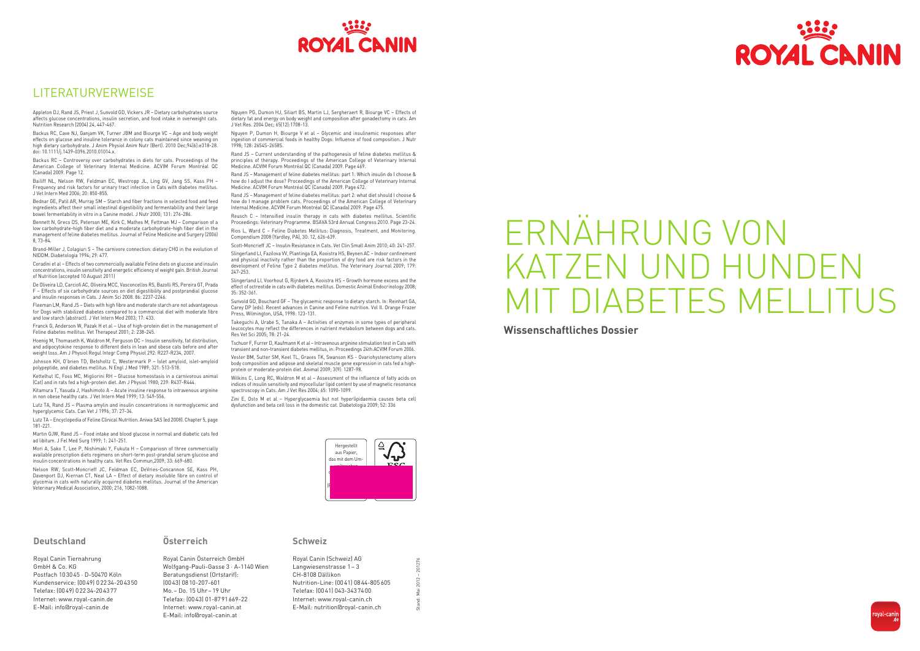ROYAL CANIN

# ERNÄHRUNG VON KATZEN UND HUNDEN MIT DIABETES MELLITUS

**Wissenschaftliches Dossier**

## LITERATURVERWEISE

Appleton DJ, Rand JS, Priest J, Sunvold GD, Vickers JR – Dietary carbohydrates source affects glucose concentrations, insulin secretion, and food intake in overweight cats. Nutrition Research (2004) 24, 447-467.

Backus RC, Cave NJ, Ganjam VK, Turner JBM and Biourge VC – Age and body weight effects on glucose and insuline tolerance in colony cats maintained since weaning on high dietary carbohydrate. J Anim Physiol Anim Nutr (Berl). 2010 Dec;94(6):e318-28. doi: 10.1111/j.1439-0396.2010.01014.x.

Backus RC – Controversy over carbohydrates in diets for cats. Proceedings of the American College of Veterinary Internal Medicine. ACVIM Forum Montréal QC (Canada) 2009. Page 12.

Bailiff NL, Nelson RW, Feldman EC, Westropp JL, Ling GV, Jang SS, Kass PH – Frequency and risk factors for urinary tract infection in Cats with diabetes mellitus. J Vet Intern Med 2006; 20: 850-855.

Bednar GE, Patil AR, Murray SM – Starch and fiber fractions in selected food and feed ingredients affect their small intestinal digestibility and fermentability and their large bowel fermentability in vitro in a Canine model. J Nutr 2000; 131: 276-286.

Bennett N, Greco DS, Peterson ME, Kirk C, Mathes M, Fettman MJ – Comparison of a low carbohydrate-high fiber diet and a moderate carbohydrate-high fiber diet in the management of feline diabetes mellitus. Journal of Feline Medicine and Surgery (2006) 8, 73-84.

Brand-Miller J, Colagiuri S – The carnivore connection: dietary CHO in the evolution of NIDDM. Diabetologia 1994; 29: 477.

Coradini et al – Effects of two commercially available Feline diets on glucose and insulin concentrations, insulin sensitivity and energetic efficiency of weight gain. British Journal of Nutrition (accepted 10 August 2011)

De Oliveira LD, Carciofi AC, Oliveira MCC, Vasconcellos RS, Bazolli RS, Pereira GT, Prada F – Effects of six carbohydrate sources on diet digestibility and postprandial glucose and insulin responses in Cats. J Anim Sci 2008. 86: 2237-2246.

Fleeman LM, Rand JS – Diets with high fibre and moderate starch are not advantageous for Dogs with stabilized diabetes compared to a commercial diet with moderate fibre and low starch (abstract). J Vet Intern Med 2003; 17: 433.

Franck G, Anderson W, Pazak H et al – Use of high-protein diet in the management of Feline diabetes mellitus. Vet Therapeut 2001; 2: 238-245.

Hoenig M, Thomaseth K, Waldron M, Ferguson DC – Insulin sensitivity, fat distribution, and adipocytokine response to different diets in lean and obese cats before and after weight loss. Am J Physiol Regul Integr Comp Physiol 292: R227-R234, 2007.

Johnson KH, O'brien TD, Betsholtz C, Westermark P – Islet amyloid, islet-amyloid polypeptide, and diabetes mellitus. N Engl J Med 1989; 321: 513-518.

Kettelhut IC, Foss MC, Migliorini RH – Glucose homeostasis in a carnivorous animal (Cat) and in rats fed a high-protein diet. Am J Physiol 1980; 239: R437-R444.

Kitamura T, Yasuda J, Hashimoto A – Acute insuline response to intravenous arginine in non obese healthy cats. J Vet Intern Med 1999; 13: 549-556.

Lutz TA, Rand JS – Plasma amylin and insulin concentrations in normoglycemic and hyperglycemic Cats. Can Vet J 1996; 37: 27-34.

Lutz TA – Encyclopedia of Feline Clinical Nutrition. Aniwa SAS (ed 2008). Chapter 5, page 181-221.

Martin GJW, Rand JS – Food intake and blood glucose in normal and diabetic cats fed ad libitum. J Fel Med Surg 1999; 1: 241-251.

Mori A, Sako T, Lee P, Nishimaki Y, Fukuta H – Comparison of three commercially available prescription diets regimens on short-term post-prandial serum glucose and insulin concentrations in healthy cats. Vet Res Commun,2009; 33: 669-680.

Nelson RW, Scott-Moncrieff JC, Feldman EC, DeVries-Concannon SE, Kass PH, Davenport DJ, Kiernan CT, Neal LA – Effect of dietary insoluble fibre on control of glycemia in cats with naturally acquired diabetes mellitus. Journal of the American Veterinary Medical Association, 2000; 216, 1082-1088.

Nguyen PG, Dumon HJ, Siliart BS, Martin LJ, Sergheraert R, Biourge VC – Effects of dietary fat and energy on body weight and composition after gonadectomy in cats. Am J Vet Res. 2004 Dec; 65(12):1708-13.

Nguyen P, Dumon H, Biourge V et al – Glycemic and insulinemic responses after ingestion of commercial foods in healthy Dogs: Influence of food composition. J Nutr 1998; 128: 2654S-2658S.

Rand JS – Current understanding of the pathogenesis of feline diabetes mellitus & principles of therapy. Proceedings of the American College of Veterinary Internal Medicine. ACVIM Forum Montréal QC (Canada) 2009. Page 469.

Rand JS – Management of feline diabetes mellitus: part 1: Which insulin do I choose & how do I adjust the dose? Proceedings of the American College of Veterinary Internal Medicine. ACVIM Forum Montréal QC (Canada) 2009. Page 472.

Rand JS – Management of feline diabetes mellitus: part 2: what diet should I choose & how do I manage problem cats. Proceedings of the American College of Veterinary Internal Medicine. ACVIM Forum Montréal QC (Canada) 2009. Page 475.

Reusch C – Intensified insulin therapy in cats with diabetes mellitus. Scientific Proceedings: Veterinary Programme. BSAVA 53rd Annual Congress 2010. Page 23-24.

Rios L, Ward C – Feline Diabetes Mellitus: Diagnosis, Treatment, and Monitoring. Compendium 2008 (Yardley, PA), 30: 12, 626-639.

Scott-Moncrieff JC – Insulin Resistance in Cats. Vet Clin Small Anim 2010; 40: 241-257.

Slingerland LI, Fazilova VV, Plantinga EA, Kooistra HS, Beynen AC – Indoor confinement and physical inactivity rather than the proportion of dry food are risk factors in the development of Feline Type 2 diabetes mellitus. The Veterinary Journal 2009; 179: 247-253.

Slingerland LI, Voorhout G, Rijnberk A, Kooistra HS – Growth hormone excess and the effect of octreotide in cats with diabetes mellitus. Domestic Animal Endocrinology 2008; 35: 352-361.

Sunvold GD, Bouchard GF – The glycaemic response to dietary starch. In: Reinhart GA, Carey DP (eds). Recent advances in Canine and Feline nutrition. Vol II. Orange Frazer Press, Wilmington, USA, 1998: 123-131.

Takeguchi A, Urabe S, Tanaka A – Activities of enzymes in some types of peripheral leucocytes may reflect the differences in nutrient metabolism between dogs and cats. Res Vet Sci 2005; 78: 21-24.

Tschuor F, Furrer D, Kaufmann K et al – Intravenous arginine stimulation test in Cats with transient and non-transient diabetes mellitus, in: Proceedings 24th ACVIM Forum 2006.

Vester BM, Sutter SM, Keel TL, Graves TK, Swanson KS – Ovariohysterectomy alters body composition and adipose and skeletal muscle gene expression in cats fed a high-protein or moderate-protein diet. Animal 2009; 3(9): 1287-98.

Wilkins C, Long RC, Waldron M et al – Assessment of the influence of fatty acids on indices of insulin sensitivity and myocellular lipid content by use of magnetic resonance spectroscopy in Cats. Am J Vet Res 2004; 65: 1090-1099.

Zini E, Osto M et al – Hyperglycaemia but not hyperlipidaemia causes beta cell dysfunction and beta cell loss in the domestic cat. Diabetologia 2009; 52: 336

Hergestellt aus Papier, das mit dem Um-

### Deutschland

Royal Canin Tiernahrung
GmbH & Co. KG
Postfach 10 30 45 · D-50470 Köln
Kundenservice: (00 49) 0 22 34-20 43 50
Telefax: (00 49) 0 22 34-20 43 77
Internet: www.royal-canin.de
E-Mail: info@royal-canin.de

### Österreich

Royal Canin Österreich GmbH
Wolfgang-Pauli-Gasse 3 · A-1140 Wien
Beratungsdienst (Ortstarif):
(00 43) 08 10-207-601
Mo. – Do. 15 Uhr – 19 Uhr
Telefax: (00 43) 01-87 91 669-22
Internet: www.royal-canin.at
E-Mail: info@royal-canin.at

### Schweiz

Royal Canin (Schweiz) AG
Langwiesenstrasse 1 – 3
CH-8108 Dällikon
Nutrition-Line: (00 41) 08 44-805 605
Telefax: (00 41) 043-343 74 00
Internet: www.royal-canin.ch
E-Mail: nutrition@royal-canin.ch

Stand: Mai 2012 – 201276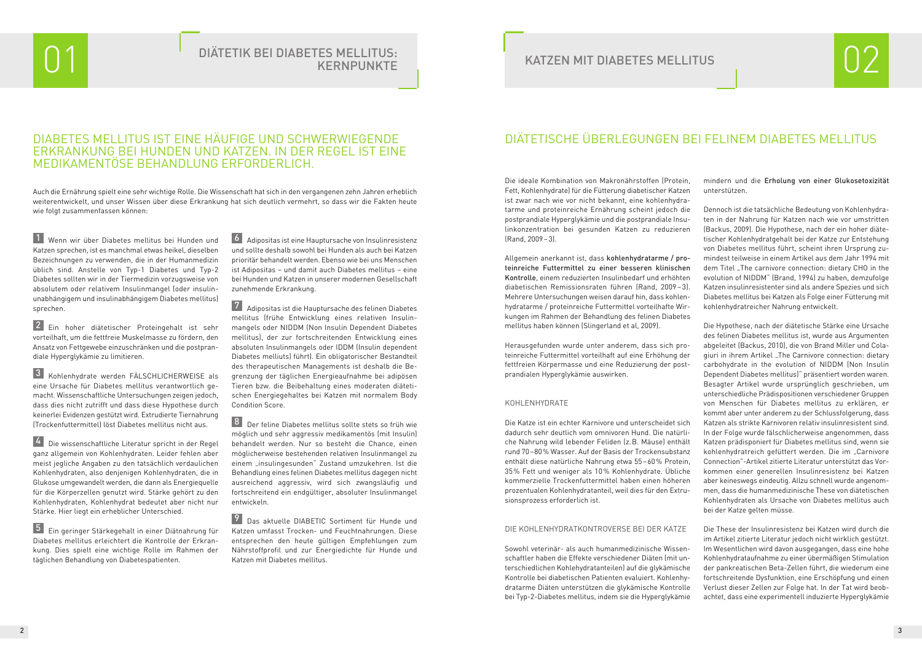# 01 DIÄTETIK BEI DIABETES MELLITUS: KERNPUNKTE

## DIABETES MELLITUS IST EINE HÄUFIGE UND SCHWERWIEGENDE ERKRANKUNG BEI HUNDEN UND KATZEN. IN DER REGEL IST EINE MEDIKAMENTÖSE BEHANDLUNG ERFORDERLICH.

Auch die Ernährung spielt eine sehr wichtige Rolle. Die Wissenschaft hat sich in den vergangenen zehn Jahren erheblich weiterentwickelt, und unser Wissen über diese Erkrankung hat sich deutlich vermehrt, so dass wir die Fakten heute wie folgt zusammenfassen können:

**1** Wenn wir über Diabetes mellitus bei Hunden und Katzen sprechen, ist es manchmal etwas heikel, dieselben Bezeichnungen zu verwenden, die in der Humanmedizin üblich sind. Anstelle von Typ-1 Diabetes und Typ-2 Diabetes sollten wir in der Tiermedizin vorzugsweise von absolutem oder relativem Insulinmangel (oder insulinunabhängigem und insulinabhängigem Diabetes mellitus) sprechen.

**2** Ein hoher diätetischer Proteingehalt ist sehr vorteilhaft, um die fettfreie Muskelmasse zu fördern, den Ansatz von Fettgewebe einzuschränken und die postprandiale Hyperglykämie zu limitieren.

**3** Kohlenhydrate werden FÄLSCHLICHERWEISE als eine Ursache für Diabetes mellitus verantwortlich gemacht. Wissenschaftliche Untersuchungen zeigen jedoch, dass dies nicht zutrifft und dass diese Hypothese durch keinerlei Evidenzen gestützt wird. Extrudierte Tiernahrung (Trockenfuttermittel) löst Diabetes mellitus nicht aus.

**4** Die wissenschaftliche Literatur spricht in der Regel ganz allgemein von Kohlenhydraten. Leider fehlen aber meist jegliche Angaben zu den tatsächlich verdaulichen Kohlenhydraten, also denjenigen Kohlenhydraten, die in Glukose umgewandelt werden, die dann als Energiequelle für die Körperzellen genutzt wird. Stärke gehört zu den Kohlenhydraten, Kohlenhydrat bedeutet aber nicht nur Stärke. Hier liegt ein erheblicher Unterschied.

**5** Ein geringer Stärkegehalt in einer Diätnahrung für Diabetes mellitus erleichtert die Kontrolle der Erkrankung. Dies spielt eine wichtige Rolle im Rahmen der täglichen Behandlung von Diabetespatienten.

**6** Adipositas ist eine Hauptursache von Insulinresistenz und sollte deshalb sowohl bei Hunden als auch bei Katzen prioritär behandelt werden. Ebenso wie bei uns Menschen ist Adipositas – und damit auch Diabetes mellitus – eine bei Hunden und Katzen in unserer modernen Gesellschaft zunehmende Erkrankung.

**7** Adipositas ist die Hauptursache des felinen Diabetes mellitus (frühe Entwicklung eines relativen Insulinmangels oder NIDDM (Non Insulin Dependent Diabetes mellitus), der zur fortschreitenden Entwicklung eines absoluten Insulinmangels oder IDDM (Insulin dependent Diabetes melliuts) führt). Ein obligatorischer Bestandteil des therapeutischen Managements ist deshalb die Begrenzung der täglichen Energieaufnahme bei adipösen Tieren bzw. die Beibehaltung eines moderaten diätetischen Energiegehaltes bei Katzen mit normalem Body Condition Score.

**8** Der feline Diabetes mellitus sollte stets so früh wie möglich und sehr aggressiv medikamentös (mit Insulin) behandelt werden. Nur so besteht die Chance, einen möglicherweise bestehenden relativen Insulinmangel zu einem „insulingesunden" Zustand umzukehren. Ist die Behandlung eines felinen Diabetes mellitus dagegen nicht ausreichend aggressiv, wird sich zwangsläufig und fortschreitend ein endgültiger, absoluter Insulinmangel entwickeln.

**9** Das aktuelle DIABETIC Sortiment für Hunde und Katzen umfasst Trocken- und Feuchtnahrungen. Diese entsprechen den heute gültigen Empfehlungen zum Nährstoffprofil und zur Energiedichte für Hunde und Katzen mit Diabetes mellitus.

# 02 KATZEN MIT DIABETES MELLITUS

## DIÄTETISCHE ÜBERLEGUNGEN BEI FELINEM DIABETES MELLITUS

Die ideale Kombination von Makronährstoffen (Protein, Fett, Kohlenhydrate) für die Fütterung diabetischer Katzen ist zwar nach wie vor nicht bekannt, eine kohlenhydratarme und proteinreiche Ernährung scheint jedoch die postprandiale Hyperglykämie und die postprandiale Insulinkonzentration bei gesunden Katzen zu reduzieren (Rand, 2009 – 3).

Allgemein anerkannt ist, dass **kohlenhydratarme / proteinreiche Futtermittel zu einer besseren klinischen Kontrolle**, einem reduzierten Insulinbedarf und erhöhten diabetischen Remissionsraten führen (Rand, 2009 – 3). Mehrere Untersuchungen weisen darauf hin, dass kohlenhydratarme / proteinreiche Futtermittel vorteilhafte Wirkungen im Rahmen der Behandlung des felinen Diabetes mellitus haben können (Slingerland et al, 2009).

Herausgefunden wurde unter anderem, dass sich proteinreiche Futtermittel vorteilhaft auf eine Erhöhung der fettfreien Körpermasse und eine Reduzierung der postprandialen Hyperglykämie auswirken.

### KOHLENHYDRATE

Die Katze ist ein echter Karnivore und unterscheidet sich dadurch sehr deutlich vom omnivoren Hund. Die natürliche Nahrung wild lebender Feliden (z. B. Mäuse) enthält rund 70 – 80 % Wasser. Auf der Basis der Trockensubstanz enthält diese natürliche Nahrung etwa 55 – 60 % Protein, 35 % Fett und weniger als 10 % Kohlenhydrate. Übliche kommerzielle Trockenfuttermittel haben einen höheren prozentualen Kohlenhydratanteil, weil dies für den Extrusionsprozess erforderlich ist.

### DIE KOHLENHYDRATKONTROVERSE BEI DER KATZE

Sowohl veterinär- als auch humanmedizinische Wissenschaftler haben die Effekte verschiedener Diäten (mit unterschiedlichen Kohlehydratanteilen) auf die glykämische Kontrolle bei diabetischen Patienten evaluiert. Kohlenhydratarme Diäten unterstützen die glykämische Kontrolle bei Typ-2-Diabetes mellitus, indem sie die Hyperglykämie mindern und die **Erholung von einer Glukosetoxizität** unterstützen.

Dennoch ist die tatsächliche Bedeutung von Kohlenhydraten in der Nahrung für Katzen nach wie vor umstritten (Backus, 2009). Die Hypothese, nach der ein hoher diätetischer Kohlenhydratgehalt bei der Katze zur Entstehung von Diabetes mellitus führt, scheint ihren Ursprung zumindest teilweise in einem Artikel aus dem Jahr 1994 mit dem Titel „The carnivore connection: dietary CHO in the evolution of NIDDM" (Brand, 1994) zu haben, demzufolge Katzen insulinresistenter sind als andere Spezies und sich Diabetes mellitus bei Katzen als Folge einer Fütterung mit kohlenhydratreicher Nahrung entwickelt.

Die Hypothese, nach der diätetische Stärke eine Ursache des felinen Diabetes mellitus ist, wurde aus Argumenten abgeleitet (Backus, 2010), die von Brand Miller und Colagiuri in ihrem Artikel „The Carnivore connection: dietary carbohydrate in the evolution of NIDDM (Non Insulin Dependent Diabetes mellitus)" präsentiert worden waren. Besagter Artikel wurde ursprünglich geschrieben, um unterschiedliche Prädispositionen verschiedener Gruppen von Menschen für Diabetes mellitus zu erklären, er kommt aber unter anderem zu der Schlussfolgerung, dass Katzen als strikte Karnivoren relativ insulinresistent sind. In der Folge wurde fälschlicherweise angenommen, dass Katzen prädisponiert für Diabetes mellitus sind, wenn sie kohlenhydratreich gefüttert werden. Die im „Carnivore Connection"-Artikel zitierte Literatur unterstützt das Vorkommen einer generellen Insulinresistenz bei Katzen aber keineswegs eindeutig. Allzu schnell wurde angenommen, dass die humanmedizinische These von diätetischen Kohlenhydraten als Ursache von Diabetes mellitus auch bei der Katze gelten müsse.

Die These der Insulinresistenz bei Katzen wird durch die im Artikel zitierte Literatur jedoch nicht wirklich gestützt. Im Wesentlichen wird davon ausgegangen, dass eine hohe Kohlenhydrataufnahme zu einer übermäßigen Stimulation der pankreatischen Beta-Zellen führt, die wiederum eine fortschreitende Dysfunktion, eine Erschöpfung und einen Verlust dieser Zellen zur Folge hat. In der Tat wird beobachtet, dass eine experimentell induzierte Hyperglykämie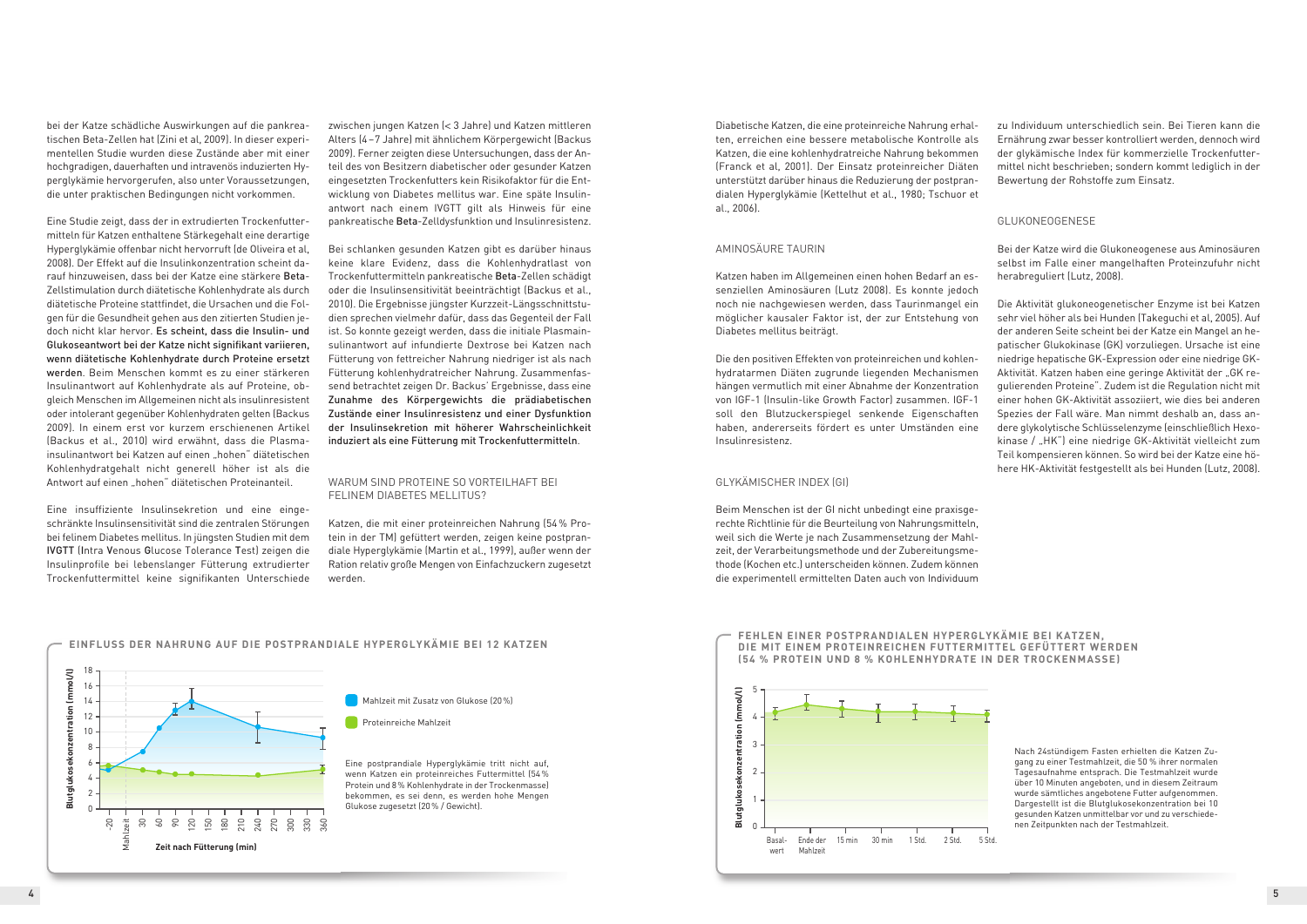bei der Katze schädliche Auswirkungen auf die pankreatischen Beta-Zellen hat (Zini et al, 2009). In dieser experimentellen Studie wurden diese Zustände aber mit einer hochgradigen, dauerhaften und intravenös induzierten Hyperglykämie hervorgerufen, also unter Voraussetzungen, die unter praktischen Bedingungen nicht vorkommen.

Eine Studie zeigt, dass der in extrudierten Trockenfuttermitteln für Katzen enthaltene Stärkegehalt eine derartige Hyperglykämie offenbar nicht hervorruft (de Oliveira et al, 2008). Der Effekt auf die Insulinkonzentration scheint darauf hinzuweisen, dass bei der Katze eine stärkere Beta-Zellstimulation durch diätetische Kohlenhydrate als durch diätetische Proteine stattfindet, die Ursachen und die Folgen für die Gesundheit gehen aus den zitierten Studien jedoch nicht klar hervor. **Es scheint, dass die Insulin- und Glukoseantwort bei der Katze nicht signifikant variieren, wenn diätetische Kohlenhydrate durch Proteine ersetzt werden**. Beim Menschen kommt es zu einer stärkeren Insulinantwort auf Kohlenhydrate als auf Proteine, obgleich Menschen im Allgemeinen nicht als insulinresistent oder intolerant gegenüber Kohlenhydraten gelten (Backus 2009). In einem erst vor kurzem erschienenen Artikel (Backus et al., 2010) wird erwähnt, dass die Plasmainsulinantwort bei Katzen auf einen „hohen" diätetischen Kohlenhydratgehalt nicht generell höher ist als die Antwort auf einen „hohen" diätetischen Proteinanteil.

Eine insuffiziente Insulinsekretion und eine eingeschränkte Insulinsensitivität sind die zentralen Störungen bei felinem Diabetes mellitus. In jüngsten Studien mit dem IVGTT (Intra Venous Glucose Tolerance Test) zeigen die Insulinprofile bei lebenslanger Fütterung extrudierter Trockenfuttermittel keine signifikanten Unterschiede zwischen jungen Katzen (< 3 Jahre) und Katzen mittleren Alters (4 – 7 Jahre) mit ähnlichem Körpergewicht (Backus 2009). Ferner zeigten diese Untersuchungen, dass der Anteil des von Besitzern diabetischer oder gesunder Katzen eingesetzten Trockenfutters kein Risikofaktor für die Entwicklung von Diabetes mellitus war. Eine späte Insulinantwort nach einem IVGTT gilt als Hinweis für eine pankreatische Beta-Zelldysfunktion und Insulinresistenz.

Bei schlanken gesunden Katzen gibt es darüber hinaus keine klare Evidenz, dass die Kohlenhydratlast von Trockenfuttermitteln pankreatische Beta-Zellen schädigt oder die Insulinsensitivität beeinträchtigt (Backus et al., 2010). Die Ergebnisse jüngster Kurzzeit-Längsschnittstudien sprechen vielmehr dafür, dass das Gegenteil der Fall ist. So konnte gezeigt werden, dass die initiale Plasmainsulinantwort auf infundierte Dextrose bei Katzen nach Fütterung von fettreicher Nahrung niedriger ist als nach Fütterung kohlenhydratreicher Nahrung. Zusammenfassend betrachtet zeigen Dr. Backus' Ergebnisse, dass eine **Zunahme des Körpergewichts die prädiabetischen Zustände einer Insulinresistenz und einer Dysfunktion der Insulinsekretion mit höherer Wahrscheinlichkeit induziert als eine Fütterung mit Trockenfuttermitteln**.

## WARUM SIND PROTEINE SO VORTEILHAFT BEI FELINEM DIABETES MELLITUS?

Katzen, die mit einer proteinreichen Nahrung (54 % Protein in der TM) gefüttert werden, zeigen keine postprandiale Hyperglykämie (Martin et al., 1999), außer wenn der Ration relativ große Mengen von Einfachzuckern zugesetzt werden.

**EINFLUSS DER NAHRUNG AUF DIE POSTPRANDIALE HYPERGLYKÄMIE BEI 12 KATZEN**

Eine postprandiale Hyperglykämie tritt nicht auf, wenn Katzen ein proteinreiches Futtermittel (54 % Protein und 8 % Kohlenhydrate in der Trockenmasse) bekommen, es sei denn, es werden hohe Mengen Glukose zugesetzt (20 % / Gewicht).

Diabetische Katzen, die eine proteinreiche Nahrung erhalten, erreichen eine bessere metabolische Kontrolle als Katzen, die eine kohlenhydratreiche Nahrung bekommen (Franck et al, 2001). Der Einsatz proteinreicher Diäten unterstützt darüber hinaus die Reduzierung der postprandialen Hyperglykämie (Kettelhut et al., 1980; Tschuor et al., 2006).

## AMINOSÄURE TAURIN

Katzen haben im Allgemeinen einen hohen Bedarf an essenziellen Aminosäuren (Lutz 2008). Es konnte jedoch noch nie nachgewiesen werden, dass Taurinmangel ein möglicher kausaler Faktor ist, der zur Entstehung von Diabetes mellitus beiträgt.

Die den positiven Effekten von proteinreichen und kohlenhydratarmen Diäten zugrunde liegenden Mechanismen hängen vermutlich mit einer Abnahme der Konzentration von IGF-1 (Insulin-like Growth Factor) zusammen. IGF-1 soll den Blutzuckerspiegel senkende Eigenschaften haben, andererseits fördert es unter Umständen eine Insulinresistenz.

## GLYKÄMISCHER INDEX (GI)

Beim Menschen ist der GI nicht unbedingt eine praxisgerechte Richtlinie für die Beurteilung von Nahrungsmitteln, weil sich die Werte je nach Zusammensetzung der Mahlzeit, der Verarbeitungsmethode und der Zubereitungsmethode (Kochen etc.) unterscheiden können. Zudem können die experimentell ermittelten Daten auch von Individuum zu Individuum unterschiedlich sein. Bei Tieren kann die Ernährung zwar besser kontrolliert werden, dennoch wird der glykämische Index für kommerzielle Trockenfuttermittel nicht beschrieben; sondern kommt lediglich in der Bewertung der Rohstoffe zum Einsatz.

## GLUKONEOGENESE

Bei der Katze wird die Glukoneogenese aus Aminosäuren selbst im Falle einer mangelhaften Proteinzufuhr nicht herabreguliert (Lutz, 2008).

Die Aktivität glukoneogenetischer Enzyme ist bei Katzen sehr viel höher als bei Hunden (Takeguchi et al, 2005). Auf der anderen Seite scheint bei der Katze ein Mangel an hepatischer Glukokinase (GK) vorzuliegen. Ursache ist eine niedrige hepatische GK-Expression oder eine niedrige GK-Aktivität. Katzen haben eine geringe Aktivität der „GK regulierenden Proteine". Zudem ist die Regulation nicht mit einer hohen GK-Aktivität assoziiert, wie dies bei anderen Spezies der Fall wäre. Man nimmt deshalb an, dass andere glykolytische Schlüsselenzyme (einschließlich Hexokinase / „HK") eine niedrige GK-Aktivität vielleicht zum Teil kompensieren können. So wird bei der Katze eine höhere HK-Aktivität festgestellt als bei Hunden (Lutz, 2008).

**FEHLEN EINER POSTPRANDIALEN HYPERGLYKÄMIE BEI KATZEN, DIE MIT EINEM PROTEINREICHEN FUTTERMITTEL GEFÜTTERT WERDEN (54 % PROTEIN UND 8 % KOHLENHYDRATE IN DER TROCKENMASSE)**

Nach 24stündigem Fasten erhielten die Katzen Zugang zu einer Testmahlzeit, die 50 % ihrer normalen Tagesaufnahme entsprach. Die Testmahlzeit wurde über 10 Minuten angeboten, und in diesem Zeitraum wurde sämtliches angebotene Futter aufgenommen. Dargestellt ist die Blutglukosekonzentration bei 10 gesunden Katzen unmittelbar vor und zu verschiedenen Zeitpunkten nach der Testmahlzeit.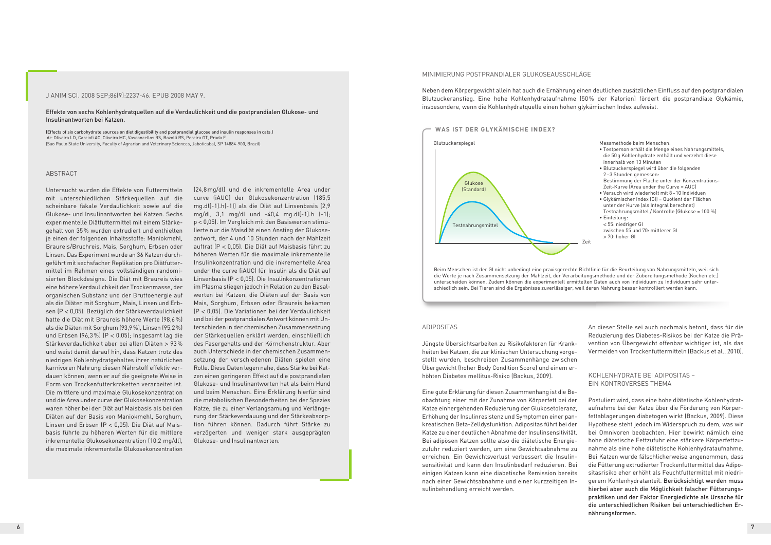J ANIM SCI. 2008 SEP;86(9):2237-46. EPUB 2008 MAY 9.

### Effekte von sechs Kohlenhydratquellen auf die Verdaulichkeit und die postprandialen Glukose- und Insulinantworten bei Katzen.

**(Effects of six carbohydrate sources on diet digestibility and postprandial glucose and insulin responses in cats.)**
de-Oliveira LD, Carciofi AC, Oliveira MC, Vasconcellos RS, Bazolli RS, Pereira GT, Prada F
(Sao Paulo State University, Faculty of Agrarian and Veterinary Sciences, Jaboticabal, SP 14884-900, Brazil)

#### ABSTRACT

Untersucht wurden die Effekte von Futtermitteln mit unterschiedlichen Stärkequellen auf die scheinbare fäkale Verdaulichkeit sowie auf die Glukose- und Insulinantworten bei Katzen. Sechs experimentelle Diätfuttermittel mit einem Stärkegehalt von 35 % wurden extrudiert und enthielten je einen der folgenden Inhaltsstoffe: Maniokmehl, Braureis/Bruchreis, Mais, Sorghum, Erbsen oder Linsen. Das Experiment wurde an 36 Katzen durchgeführt mit sechsfacher Replikation pro Diätfuttermittel im Rahmen eines vollständigen randomisierten Blockdesigns. Die Diät mit Braureis wies eine höhere Verdaulichkeit der Trockenmasse, der organischen Substanz und der Bruttoenergie auf als die Diäten mit Sorghum, Mais, Linsen und Erbsen ($P < 0,05$). Bezüglich der Stärkeverdaulichkeit hatte die Diät mit Braureis höhere Werte (98,6 %) als die Diäten mit Sorghum (93,9 %), Linsen (95,2 %) und Erbsen (96,3 %) ($P < 0,05$); Insgesamt lag die Stärkeverdaulichkeit aber bei allen Diäten > 93 % und weist damit darauf hin, dass Katzen trotz des niedrigen Kohlenhydratgehaltes ihrer natürlichen karnivoren Nahrung diesen Nährstoff effektiv verdauen können, wenn er auf die geeignete Weise in Form von Trockenfutterkroketten verarbeitet ist. Die mittlere und maximale Glukosekonzentration und die Area under curve der Glukosekonzentration waren höher bei der Diät auf Maisbasis als bei den Diäten auf der Basis von Maniokmehl, Sorghum, Linsen und Erbsen ($P < 0,05$). Die Diät auf Maisbasis führte zu höheren Werten für die mittlere inkrementelle Glukosekonzentration (10,2 mg/dl), die maximale inkrementelle Glukosekonzentration (24,8 mg/dl) und die inkrementelle Area under curve (iAUC) der Glukosekonzentration (185,5 mg.dl(-1).h(-1)) als die Diät auf Linsenbasis (2,9 mg/dl, 3,1 mg/dl und -40,4 mg.dl(-1).h (-1); $p < 0,05$). Im Vergleich mit den Basiswerten stimulierte nur die Maisdiät einen Anstieg der Glukoseantwort, der 4 und 10 Stunden nach der Mahlzeit auftrat ($P < 0,05$). Die Diät auf Maisbasis führt zu höheren Werten für die maximale inkrementelle Insulinkonzentration und die inkrementelle Area under the curve (iAUC) für Insulin als die Diät auf Linsenbasis ($P < 0,05$). Die Insulinkonzentrationen im Plasma stiegen jedoch in Relation zu den Basalwerten bei Katzen, die Diäten auf der Basis von Mais, Sorghum, Erbsen oder Braureis bekamen ($P < 0,05$). Die Variationen bei der Verdaulichkeit und bei der postprandialen Antwort können mit Unterschieden in der chemischen Zusammensetzung der Stärkequellen erklärt werden, einschließlich des Fasergehalts und der Körnchenstruktur. Aber auch Unterschiede in der chemischen Zusammensetzung der verschiedenen Diäten spielen eine Rolle. Diese Daten legen nahe, dass Stärke bei Katzen einen geringeren Effekt auf die postprandialen Glukose- und Insulinantworten hat als beim Hund und beim Menschen. Eine Erklärung hierfür sind die metabolischen Besonderheiten bei der Spezies Katze, die zu einer Verlangsamung und Verlängerung der Stärkeverdauung und der Stärkeabsorption führen können. Dadurch führt Stärke zu verzögerten und weniger stark ausgeprägten Glukose- und Insulinantworten.

## MINIMIERUNG POSTPRANDIALER GLUKOSEAUSSCHLÄGE

Neben dem Körpergewicht allein hat auch die Ernährung einen deutlichen zusätzlichen Einfluss auf den postprandialen Blutzuckeranstieg. Eine hohe Kohlenhydrataufnahme (50 % der Kalorien) fördert die postprandiale Glykämie, insbesondere, wenn die Kohlenhydratquelle einen hohen glykämischen Index aufweist.

### WAS IST DER GLYKÄMISCHE INDEX?

Blutzuckerspiegel

Glukose (Standard)

Testnahrungsmittel

Zeit

Messmethode beim Menschen:

- Testperson erhält die Menge eines Nahrungsmittels, die 50 g Kohlenhydrate enthält und verzehrt diese innerhalb von 13 Minuten
- Blutzuckerspiegel wird über die folgenden 2–3 Stunden gemessen: Bestimmung der Fläche unter der Konzentrations-Zeit-Kurve (Area under the Curve = AUC)
- Versuch wird wiederholt mit 8–10 Individuen
- Glykämischer Index (GI) = Quotient der Flächen unter der Kurve (als Integral berechnet) Testnahrungsmittel / Kontrolle (Glukose = 100 %)
- Einteilung:
  < 55: niedriger GI
  zwischen 55 und 70: mittlerer GI
  > 70: hoher GI

Beim Menschen ist der GI nicht unbedingt eine praxisgerechte Richtlinie für die Beurteilung von Nahrungsmitteln, weil sich die Werte je nach Zusammensetzung der Mahlzeit, der Verarbeitungsmethode und der Zubereitungsmethode (Kochen etc.) unterscheiden können. Zudem können die experimentell ermittelten Daten auch von Individuum zu Individuum sehr unterschiedlich sein. Bei Tieren sind die Ergebnisse zuverlässiger, weil deren Nahrung besser kontrolliert werden kann.

## ADIPOSITAS

Jüngste Übersichtsarbeiten zu Risikofaktoren für Krankheiten bei Katzen, die zur klinischen Untersuchung vorgestellt wurden, beschreiben Zusammenhänge zwischen Übergewicht (hoher Body Condition Score) und einem erhöhten Diabetes mellitus-Risiko (Backus, 2009).

Eine gute Erklärung für diesen Zusammenhang ist die Beobachtung einer mit der Zunahme von Körperfett bei der Katze einhergehenden Reduzierung der Glukosetoleranz, Erhöhung der Insulinresistenz und Symptomen einer pankreatischen Beta-Zelldysfunktion. Adipositas führt bei der Katze zu einer deutlichen Abnahme der Insulinsensitivität. Bei adipösen Katzen sollte also die diätetische Energiezufuhr reduziert werden, um eine Gewichtsabnahme zu erreichen. Ein Gewichtsverlust verbessert die Insulinsensitivität und kann den Insulinbedarf reduzieren. Bei einigen Katzen kann eine diabetische Remission bereits nach einer Gewichtsabnahme und einer kurzzeitigen Insulinbehandlung erreicht werden.

An dieser Stelle sei auch nochmals betont, dass für die Reduzierung des Diabetes-Risikos bei der Katze die Prävention von Übergewicht offenbar wichtiger ist, als das Vermeiden von Trockenfuttermitteln (Backus et al., 2010).

## KOHLENHYDRATE BEI ADIPOSITAS – EIN KONTROVERSES THEMA

Postuliert wird, dass eine hohe diätetische Kohlenhydrataufnahme bei der Katze über die Förderung von Körperfettablagerungen diabetogen wirkt (Backus, 2009). Diese Hypothese steht jedoch im Widerspruch zu dem, was wir bei Omnivoren beobachten. Hier bewirkt nämlich eine hohe diätetische Fettzufuhr eine stärkere Körperfettzunahme als eine hohe diätetische Kohlenhydrataufnahme. Bei Katzen wurde fälschlicherweise angenommen, dass die Fütterung extrudierter Trockenfuttermittel das Adipositasrisiko eher erhöht als Feuchtfuttermittel mit niedrigerem Kohlenhydratanteil. **Berücksichtigt werden muss hierbei aber auch die Möglichkeit falscher Fütterungspraktiken und der Faktor Energiedichte als Ursache für die unterschiedlichen Risiken bei unterschiedlichen Ernährungsformen.**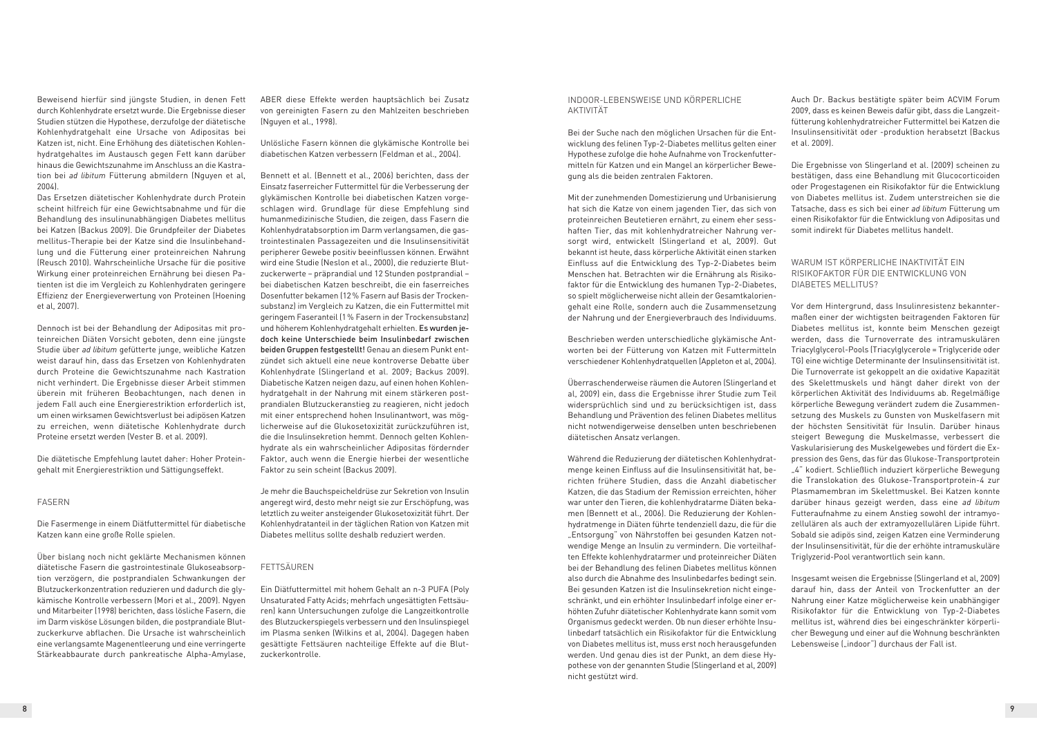Beweisend hierfür sind jüngste Studien, in denen Fett durch Kohlenhydrate ersetzt wurde. Die Ergebnisse dieser Studien stützen die Hypothese, derzufolge der diätetische Kohlenhydratgehalt eine Ursache von Adipositas bei Katzen ist, nicht. Eine Erhöhung des diätetischen Kohlenhydratgehaltes im Austausch gegen Fett kann darüber hinaus die Gewichtszunahme im Anschluss an die Kastration bei *ad libitum* Fütterung abmildern (Nguyen et al, 2004).

Das Ersetzen diätetischer Kohlenhydrate durch Protein scheint hilfreich für eine Gewichtsabnahme und für die Behandlung des insulinunabhängigen Diabetes mellitus bei Katzen (Backus 2009). Die Grundpfeiler der Diabetes mellitus-Therapie bei der Katze sind die Insulinbehandlung und die Fütterung einer proteinreichen Nahrung (Reusch 2010). Wahrscheinliche Ursache für die positive Wirkung einer proteinreichen Ernährung bei diesen Patienten ist die im Vergleich zu Kohlenhydraten geringere Effizienz der Energieverwertung von Proteinen (Hoening et al, 2007).

Dennoch ist bei der Behandlung der Adipositas mit proteinreichen Diäten Vorsicht geboten, denn eine jüngste Studie über *ad libitum* gefütterte junge, weibliche Katzen weist darauf hin, dass das Ersetzen von Kohlenhydraten durch Proteine die Gewichtszunahme nach Kastration nicht verhindert. Die Ergebnisse dieser Arbeit stimmen überein mit früheren Beobachtungen, nach denen in jedem Fall auch eine Energierestriktion erforderlich ist, um einen wirksamen Gewichtsverlust bei adipösen Katzen zu erreichen, wenn diätetische Kohlenhydrate durch Proteine ersetzt werden (Vester B. et al. 2009).

Die diätetische Empfehlung lautet daher: Hoher Proteingehalt mit Energierestriktion und Sättigungseffekt.

## FASERN

Die Fasermenge in einem Diätfuttermittel für diabetische Katzen kann eine große Rolle spielen.

Über bislang noch nicht geklärte Mechanismen können diätetische Fasern die gastrointestinale Glukoseabsorption verzögern, die postprandialen Schwankungen der Blutzuckerkonzentration reduzieren und dadurch die glykämische Kontrolle verbessern (Mori et al., 2009). Ngyen und Mitarbeiter (1998) berichten, dass lösliche Fasern, die im Darm visköse Lösungen bilden, die postprandiale Blutzuckerkurve abflachen. Die Ursache ist wahrscheinlich eine verlangsamte Magenentleerung und eine verringerte Stärkeabbaurate durch pankreatische Alpha-Amylase, ABER diese Effekte werden hauptsächlich bei Zusatz von gereinigten Fasern zu den Mahlzeiten beschrieben (Nguyen et al., 1998).

Unlösliche Fasern können die glykämische Kontrolle bei diabetischen Katzen verbessern (Feldman et al., 2004).

Bennett et al. (Bennett et al., 2006) berichten, dass der Einsatz faserreicher Futtermittel für die Verbesserung der glykämischen Kontrolle bei diabetischen Katzen vorgeschlagen wird. Grundlage für diese Empfehlung sind humanmedizinische Studien, die zeigen, dass Fasern die Kohlenhydratabsorption im Darm verlangsamen, die gastrointestinalen Passagezeiten und die Insulinsensitivität peripherer Gewebe positiv beeinflussen können. Erwähnt wird eine Studie (Neslon et al., 2000), die reduzierte Blutzuckerwerte – präprandial und 12 Stunden postprandial – bei diabetischen Katzen beschreibt, die ein faserreiches Dosenfutter bekamen (12 % Fasern auf Basis der Trockensubstanz) im Vergleich zu Katzen, die ein Futtermittel mit geringem Faseranteil (1 % Fasern in der Trockensubstanz) und höherem Kohlenhydratgehalt erhielten. **Es wurden jedoch keine Unterschiede beim Insulinbedarf zwischen beiden Gruppen festgestellt!** Genau an diesem Punkt entzündet sich aktuell eine neue kontroverse Debatte über Kohlenhydrate (Slingerland et al. 2009; Backus 2009). Diabetische Katzen neigen dazu, auf einen hohen Kohlenhydratgehalt in der Nahrung mit einem stärkeren postprandialen Blutzuckeranstieg zu reagieren, nicht jedoch mit einer entsprechend hohen Insulinantwort, was möglicherweise auf die Glukosetoxizität zurückzuführen ist, die die Insulinsekretion hemmt. Dennoch gelten Kohlenhydrate als ein wahrscheinlicher Adipositas fördernder Faktor, auch wenn die Energie hierbei der wesentliche Faktor zu sein scheint (Backus 2009).

Je mehr die Bauchspeicheldrüse zur Sekretion von Insulin angeregt wird, desto mehr neigt sie zur Erschöpfung, was letztlich zu weiter ansteigender Glukosetoxizität führt. Der Kohlenhydratanteil in der täglichen Ration von Katzen mit Diabetes mellitus sollte deshalb reduziert werden.

## FETTSÄUREN

Ein Diätfuttermittel mit hohem Gehalt an n-3 PUFA (Poly Unsaturated Fatty Acids; mehrfach ungesättigten Fettsäuren) kann Untersuchungen zufolge die Langzeitkontrolle des Blutzuckerspiegels verbessern und den Insulinspiegel im Plasma senken (Wilkins et al., 2004). Dagegen haben gesättigte Fettsäuren nachteilige Effekte auf die Blutzuckerkontrolle.

## INDOOR-LEBENSWEISE UND KÖRPERLICHE AKTIVITÄT

Bei der Suche nach den möglichen Ursachen für die Entwicklung des felinen Typ-2-Diabetes mellitus gelten einer Hypothese zufolge die hohe Aufnahme von Trockenfuttermitteln für Katzen und ein Mangel an körperlicher Bewegung als die beiden zentralen Faktoren.

Mit der zunehmenden Domestizierung und Urbanisierung hat sich die Katze von einem jagenden Tier, das sich von proteinreichen Beutetieren ernährt, zu einem eher sesshaften Tier, das mit kohlenhydratreicher Nahrung versorgt wird, entwickelt (Slingerland et al, 2009). Gut bekannt ist heute, dass körperliche Aktivität einen starken Einfluss auf die Entwicklung des Typ-2-Diabetes beim Menschen hat. Betrachten wir die Ernährung als Risikofaktor für die Entwicklung des humanen Typ-2-Diabetes, so spielt möglicherweise nicht allein der Gesamtkaloriengehalt eine Rolle, sondern auch die Zusammensetzung der Nahrung und der Energieverbrauch des Individuums.

Beschrieben werden unterschiedliche glykämische Antworten bei der Fütterung von Katzen mit Futtermitteln verschiedener Kohlenhydratquellen (Appleton et al, 2004).

Überraschenderweise räumen die Autoren (Slingerland et al, 2009) ein, dass die Ergebnisse ihrer Studie zum Teil widersprüchlich sind und zu berücksichtigen ist, dass Behandlung und Prävention des felinen Diabetes mellitus nicht notwendigerweise denselben unten beschriebenen diätetischen Ansatz verlangen.

Während die Reduzierung der diätetischen Kohlenhydratmenge keinen Einfluss auf die Insulinsensitivität hat, berichten frühere Studien, dass die Anzahl diabetischer Katzen, die das Stadium der Remission erreichten, höher war unter den Tieren, die kohlenhydratarme Diäten bekamen (Bennett et al., 2006). Die Reduzierung der Kohlenhydratmenge in Diäten führte tendenziell dazu, die für die „Entsorgung" von Nährstoffen bei gesunden Katzen notwendige Menge an Insulin zu vermindern. Die vorteilhaften Effekte kohlenhydratarmer und proteinreicher Diäten bei der Behandlung des felinen Diabetes mellitus können also durch die Abnahme des Insulinbedarfes bedingt sein. Bei gesunden Katzen ist die Insulinsekretion nicht eingeschränkt, und ein erhöhter Insulinbedarf infolge einer erhöhten Zufuhr diätetischer Kohlenhydrate kann somit vom Organismus gedeckt werden. Ob nun dieser erhöhte Insulinbedarf tatsächlich ein Risikofaktor für die Entwicklung von Diabetes mellitus ist, muss erst noch herausgefunden werden. Und genau dies ist der Punkt, an dem diese Hypothese von der genannten Studie (Slingerland et al, 2009) nicht gestützt wird.

Auch Dr. Backus bestätigte später beim ACVIM Forum 2009, dass es keinen Beweis dafür gibt, dass die Langzeitfütterung kohlenhydratreicher Futtermittel bei Katzen die Insulinsensitivität oder -produktion herabsetzt (Backus et al. 2009).

Die Ergebnisse von Slingerland et al. (2009) scheinen zu bestätigen, dass eine Behandlung mit Glucocorticoiden oder Progestagenen ein Risikofaktor für die Entwicklung von Diabetes mellitus ist. Zudem unterstreichen sie die Tatsache, dass es sich bei einer *ad libitum* Fütterung um einen Risikofaktor für die Entwicklung von Adipositas und somit indirekt für Diabetes mellitus handelt.

## WARUM IST KÖRPERLICHE INAKTIVITÄT EIN RISIKOFAKTOR FÜR DIE ENTWICKLUNG VON DIABETES MELLITUS?

Vor dem Hintergrund, dass Insulinresistenz bekanntermaßen einer der wichtigsten beitragenden Faktoren für Diabetes mellitus ist, konnte beim Menschen gezeigt werden, dass die Turnoverrate des intramuskulären Triacylglycerol-Pools (Triacylglycerole = Triglyceride oder TG) eine wichtige Determinante der Insulinsensitivität ist. Die Turnoverrate ist gekoppelt an die oxidative Kapazität des Skelettmuskels und hängt daher direkt von der körperlichen Aktivität des Individuums ab. Regelmäßige körperliche Bewegung verändert zudem die Zusammensetzung des Muskels zu Gunsten von Muskelfasern mit der höchsten Sensitivität für Insulin. Darüber hinaus steigert Bewegung die Muskelmasse, verbessert die Vaskularisierung des Muskelgewebes und fördert die Expression des Gens, das für das Glukose-Transportprotein „4" kodiert. Schließlich induziert körperliche Bewegung die Translokation des Glukose-Transportprotein-4 zur Plasmamembran im Skelettmuskel. Bei Katzen konnte darüber hinaus gezeigt werden, dass eine *ad libitum* Futteraufnahme zu einem Anstieg sowohl der intramyozellulären als auch der extramyozellulären Lipide führt. Sobald sie adipös sind, zeigen Katzen eine Verminderung der Insulinsensitivität, für die der erhöhte intramuskuläre Triglyzerid-Pool verantwortlich sein kann.

Insgesamt weisen die Ergebnisse (Slingerland et al, 2009) darauf hin, dass der Anteil von Trockenfutter an der Nahrung einer Katze möglicherweise kein unabhängiger Risikofaktor für die Entwicklung von Typ-2-Diabetes mellitus ist, während dies bei eingeschränkter körperlicher Bewegung und einer auf die Wohnung beschränkten Lebensweise („indoor") durchaus der Fall ist.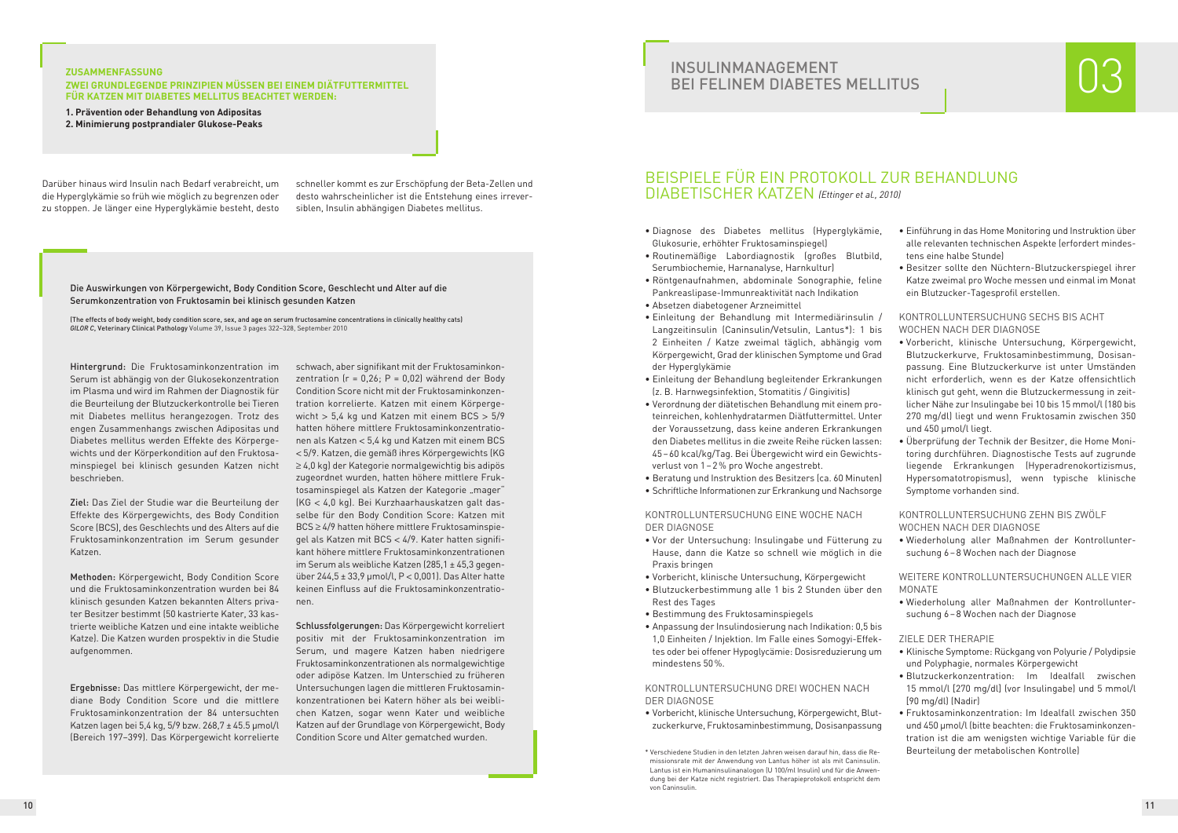**ZUSAMMENFASSUNG**
**ZWEI GRUNDLEGENDE PRINZIPIEN MÜSSEN BEI EINEM DIÄTFUTTERMITTEL FÜR KATZEN MIT DIABETES MELLITUS BEACHTET WERDEN:**

**1. Prävention oder Behandlung von Adipositas**
**2. Minimierung postprandialer Glukose-Peaks**

Darüber hinaus wird Insulin nach Bedarf verabreicht, um die Hyperglykämie so früh wie möglich zu begrenzen oder zu stoppen. Je länger eine Hyperglykämie besteht, desto schneller kommt es zur Erschöpfung der Beta-Zellen und desto wahrscheinlicher ist die Entstehung eines irreversiblen, Insulin abhängigen Diabetes mellitus.

Die Auswirkungen von Körpergewicht, Body Condition Score, Geschlecht und Alter auf die Serumkonzentration von Fruktosamin bei klinisch gesunden Katzen

(The effects of body weight, body condition score, sex, and age on serum fructosamine concentrations in clinically healthy cats)
*GILOR C*, **Veterinary Clinical Pathology** Volume 39, Issue 3 pages 322–328, September 2010

Hintergrund: Die Fruktosaminkonzentration im Serum ist abhängig von der Glukosekonzentration im Plasma und wird im Rahmen der Diagnostik für die Beurteilung der Blutzuckerkontrolle bei Tieren mit Diabetes mellitus herangezogen. Trotz des engen Zusammenhangs zwischen Adipositas und Diabetes mellitus werden Effekte des Körpergewichts und der Körperkondition auf den Fruktosaminspiegel bei klinisch gesunden Katzen nicht beschrieben.

Ziel: Das Ziel der Studie war die Beurteilung der Effekte des Körpergewichts, des Body Condition Score (BCS), des Geschlechts und des Alters auf die Fruktosaminkonzentration im Serum gesunder Katzen.

Methoden: Körpergewicht, Body Condition Score und die Fruktosaminkonzentration wurden bei 84 klinisch gesunden Katzen bekannten Alters privater Besitzer bestimmt (50 kastrierte Kater, 33 kastrierte weibliche Katzen und eine intakte weibliche Katze). Die Katzen wurden prospektiv in die Studie aufgenommen.

Ergebnisse: Das mittlere Körpergewicht, der mediane Body Condition Score und die mittlere Fruktosaminkonzentration der 84 untersuchten Katzen lagen bei 5,4 kg, 5/9 bzw. 268,7 ± 45.5 µmol/l (Bereich 197–399). Das Körpergewicht korrelierte schwach, aber signifikant mit der Fruktosaminkonzentration (r = 0,26; P = 0,02) während der Body Condition Score nicht mit der Fruktosaminkonzentration korrelierte. Katzen mit einem Körpergewicht > 5,4 kg und Katzen mit einem BCS > 5/9 hatten höhere mittlere Fruktosaminkonzentrationen als Katzen < 5,4 kg und Katzen mit einem BCS < 5/9. Katzen, die gemäß ihres Körpergewichts (KG ≥ 4,0 kg) der Kategorie normalgewichtig bis adipös zugeordnet wurden, hatten höhere mittlere Fruktosaminspiegel als Katzen der Kategorie „mager" (KG < 4,0 kg). Bei Kurzhaarhauskatzen galt dasselbe für den Body Condition Score: Katzen mit BCS ≥ 4/9 hatten höhere mittlere Fruktosaminspiegel als Katzen mit BCS < 4/9. Kater hatten signifikant höhere mittlere Fruktosaminkonzentrationen im Serum als weibliche Katzen (285,1 ± 45,3 gegenüber 244,5 ± 33,9 µmol/l, P < 0,001). Das Alter hatte keinen Einfluss auf die Fruktosaminkonzentrationen.

Schlussfolgerungen: Das Körpergewicht korreliert positiv mit der Fruktosaminkonzentration im Serum, und magere Katzen haben niedrigere Fruktosaminkonzentrationen als normalgewichtige oder adipöse Katzen. Im Unterschied zu früheren Untersuchungen lagen die mittleren Fruktosaminkonzentrationen bei Katern höher als bei weiblichen Katzen, sogar wenn Kater und weibliche Katzen auf der Grundlage von Körpergewicht, Body Condition Score und Alter gematched wurden.

# INSULINMANAGEMENT BEI FELINEM DIABETES MELLITUS

03

## BEISPIELE FÜR EIN PROTOKOLL ZUR BEHANDLUNG DIABETISCHER KATZEN *(Ettinger et al., 2010)*

- Diagnose des Diabetes mellitus (Hyperglykämie, Glukosurie, erhöhter Fruktosaminspiegel)
- Routinemäßige Labordiagnostik (großes Blutbild, Serumbiochemie, Harnanalyse, Harnkultur)
- Röntgenaufnahmen, abdominale Sonographie, feline Pankreaslipase-Immunreaktivität nach Indikation
- Absetzen diabetogener Arzneimittel
- Einleitung der Behandlung mit Intermediärinsulin / Langzeitinsulin (Caninsulin/Vetsulin, Lantus*): 1 bis 2 Einheiten / Katze zweimal täglich, abhängig vom Körpergewicht, Grad der klinischen Symptome und Grad der Hyperglykämie
- Einleitung der Behandlung begleitender Erkrankungen (z. B. Harnwegsinfektion, Stomatitis / Gingivitis)
- Verordnung der diätetischen Behandlung mit einem proteinreichen, kohlenhydratarmen Diätfuttermittel. Unter der Voraussetzung, dass keine anderen Erkrankungen den Diabetes mellitus in die zweite Reihe rücken lassen: 45–60 kcal/kg/Tag. Bei Übergewicht wird ein Gewichtsverlust von 1–2 % pro Woche angestrebt.
- Beratung und Instruktion des Besitzers (ca. 60 Minuten)
- Schriftliche Informationen zur Erkrankung und Nachsorge

### KONTROLLUNTERSUCHUNG EINE WOCHE NACH DER DIAGNOSE

- Vor der Untersuchung: Insulingabe und Fütterung zu Hause, dann die Katze so schnell wie möglich in die Praxis bringen
- Vorbericht, klinische Untersuchung, Körpergewicht
- Blutzuckerbestimmung alle 1 bis 2 Stunden über den Rest des Tages
- Bestimmung des Fruktosaminspiegels
- Anpassung der Insulindosierung nach Indikation: 0,5 bis 1,0 Einheiten / Injektion. Im Falle eines Somogyi-Effektes oder bei offener Hypoglycämie: Dosisreduzierung um mindestens 50 %.

### KONTROLLUNTERSUCHUNG DREI WOCHEN NACH DER DIAGNOSE

- Vorbericht, klinische Untersuchung, Körpergewicht, Blutzuckerkurve, Fruktosaminbestimmung, Dosisanpassung
- Einführung in das Home Monitoring und Instruktion über alle relevanten technischen Aspekte (erfordert mindestens eine halbe Stunde)
- Besitzer sollte den Nüchtern-Blutzuckerspiegel ihrer Katze zweimal pro Woche messen und einmal im Monat ein Blutzucker-Tagesprofil erstellen.

### KONTROLLUNTERSUCHUNG SECHS BIS ACHT WOCHEN NACH DER DIAGNOSE

- Vorbericht, klinische Untersuchung, Körpergewicht, Blutzuckerkurve, Fruktosaminbestimmung, Dosisanpassung. Eine Blutzuckerkurve ist unter Umständen nicht erforderlich, wenn es der Katze offensichtlich klinisch gut geht, wenn die Blutzuckermessung in zeitlicher Nähe zur Insulingabe bei 10 bis 15 mmol/l (180 bis 270 mg/dl) liegt und wenn Fruktosamin zwischen 350 und 450 µmol/l liegt.
- Überprüfung der Technik der Besitzer, die Home Monitoring durchführen. Diagnostische Tests auf zugrunde liegende Erkrankungen (Hyperadrenokortizismus, Hypersomatotropismus), wenn typische klinische Symptome vorhanden sind.

### KONTROLLUNTERSUCHUNG ZEHN BIS ZWÖLF WOCHEN NACH DER DIAGNOSE

- Wiederholung aller Maßnahmen der Kontrolluntersuchung 6–8 Wochen nach der Diagnose

### WEITERE KONTROLLUNTERSUCHUNGEN ALLE VIER MONATE

- Wiederholung aller Maßnahmen der Kontrolluntersuchung 6–8 Wochen nach der Diagnose

### ZIELE DER THERAPIE

- Klinische Symptome: Rückgang von Polyurie / Polydipsie und Polyphagie, normales Körpergewicht
- Blutzuckerkonzentration: Im Idealfall zwischen 15 mmol/l (270 mg/dl) (vor Insulingabe) und 5 mmol/l (90 mg/dl) (Nadir)
- Fruktosaminkonzentration: Im Idealfall zwischen 350 und 450 µmol/l (bitte beachten: die Fruktosaminkonzentration ist die am wenigsten wichtige Variable für die Beurteilung der metabolischen Kontrolle)

\* Verschiedene Studien in den letzten Jahren weisen darauf hin, dass die Remissionsrate mit der Anwendung von Lantus höher ist als mit Caninsulin. Lantus ist ein Humaninsulinanalogon (U 100/ml Insulin) und für die Anwendung bei der Katze nicht registriert. Das Therapieprotokoll entspricht dem von Caninsulin.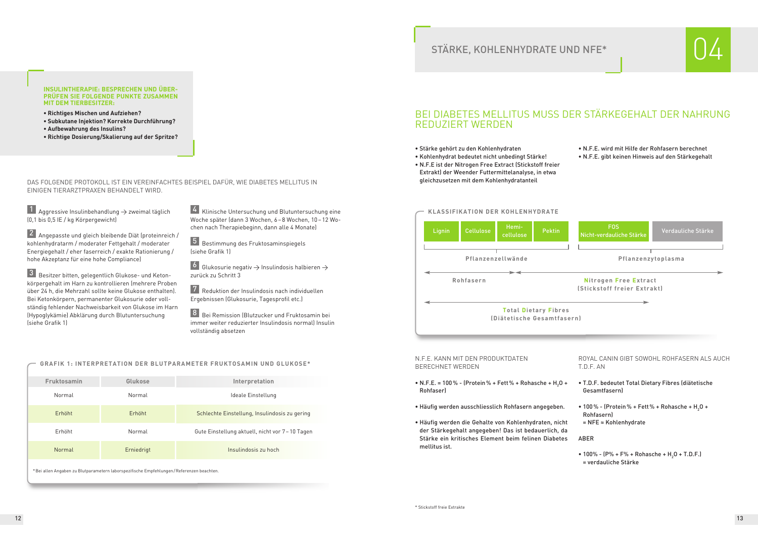**INSULINTHERAPIE: BESPRECHEN UND ÜBERPRÜFEN SIE FOLGENDE PUNKTE ZUSAMMEN MIT DEM TIERBESITZER:**

- **Richtiges Mischen und Aufziehen?**
- **Subkutane Injektion? Korrekte Durchführung?**
- **Aufbewahrung des Insulins?**
- **Richtige Dosierung/Skalierung auf der Spritze?**

DAS FOLGENDE PROTOKOLL IST EIN VEREINFACHTES BEISPIEL DAFÜR, WIE DIABETES MELLITUS IN EINIGEN TIERARZTPRAXEN BEHANDELT WIRD.

1. Aggressive Insulinbehandlung → zweimal täglich (0,1 bis 0,5 IE / kg Körpergewicht)
2. Angepasste und gleich bleibende Diät (proteinreich / kohlenhydratarm / moderater Fettgehalt / moderater Energiegehalt / eher faserreich / exakte Rationierung / hohe Akzeptanz für eine hohe Compliance)
3. Besitzer bitten, gelegentlich Glukose- und Ketonkörpergehalt im Harn zu kontrollieren (mehrere Proben über 24 h, die Mehrzahl sollte keine Glukose enthalten). Bei Ketonkörpern, permanenter Glukosurie oder vollständig fehlender Nachweisbarkeit von Glukose im Harn (Hypoglykämie) Abklärung durch Blutuntersuchung (siehe Grafik 1)
4. Klinische Untersuchung und Blutuntersuchung eine Woche später (dann 3 Wochen, 6 – 8 Wochen, 10 – 12 Wochen nach Therapiebeginn, dann alle 4 Monate)
5. Bestimmung des Fruktosaminspiegels (siehe Grafik 1)
6. Glukosurie negativ → Insulindosis halbieren → zurück zu Schritt 3
7. Reduktion der Insulindosis nach individuellen Ergebnissen (Glukosurie, Tagesprofil etc.)
8. Bei Remission (Blutzucker und Fruktosamin bei immer weiter reduzierter Insulindosis normal) Insulin vollständig absetzen

**GRAFIK 1: INTERPRETATION DER BLUTPARAMETER FRUKTOSAMIN UND GLUKOSE***

| Fruktosamin | Glukose | Interpretation |
|---|---|---|
| Normal | Normal | Ideale Einstellung |
| Erhöht | Erhöht | Schlechte Einstellung, Insulindosis zu gering |
| Erhöht | Normal | Gute Einstellung aktuell, nicht vor 7 – 10 Tagen |
| Normal | Erniedrigt | Insulindosis zu hoch |

* Bei allen Angaben zu Blutparametern laborspezifische Empfehlungen/Referenzen beachten.

# 04 STÄRKE, KOHLENHYDRATE UND NFE*

## BEI DIABETES MELLITUS MUSS DER STÄRKEGEHALT DER NAHRUNG REDUZIERT WERDEN

- Stärke gehört zu den Kohlenhydraten
- Kohlenhydrat bedeutet nicht unbedingt Stärke!
- N.F.E ist der Nitrogen Free Extract (Stickstoff freier Extrakt) der Weender Futtermittelanalyse, in etwa gleichzusetzen mit dem Kohlenhydratanteil
- N.F.E. wird mit Hilfe der Rohfasern berechnet
- N.F.E. gibt keinen Hinweis auf den Stärkegehalt

**KLASSIFIKATION DER KOHLENHYDRATE**

| Lignin | Cellulose | Hemicellulose | Pektin | FOS Nicht-verdauliche Stärke | Verdauliche Stärke |
|---|---|---|---|---|---|
| Pflanzenzellwände | | | | Pflanzenzytoplasma | |
| Rohfasern | | | | Nitrogen Free Extract (Stickstoff freier Extrakt) | |
| Total Dietary Fibres (Diätetische Gesamtfasern) | | | | | |

N.F.E. KANN MIT DEN PRODUKTDATEN BERECHNET WERDEN

- N.F.E. = 100 % - (Protein % + Fett % + Rohasche + $H_2O$ + Rohfaser)
- Häufig werden ausschliesslich Rohfasern angegeben.
- Häufig werden die Gehalte von Kohlenhydraten, nicht der Stärkegehalt angegeben! Das ist bedauerlich, da Stärke ein kritisches Element beim felinen Diabetes mellitus ist.

ROYAL CANIN GIBT SOWOHL ROHFASERN ALS AUCH T.D.F. AN

- T.D.F. bedeutet Total Dietary Fibres (diätetische Gesamtfasern)
- 100 % - (Protein % + Fett % + Rohasche + $H_2O$ + Rohfasern) = NFE ≈ Kohlenhydrate

ABER

- 100% - (P% + F% + Rohasche + $H_2O$ + T.D.F.) = verdauliche Stärke

* Stickstoff freie Extrakte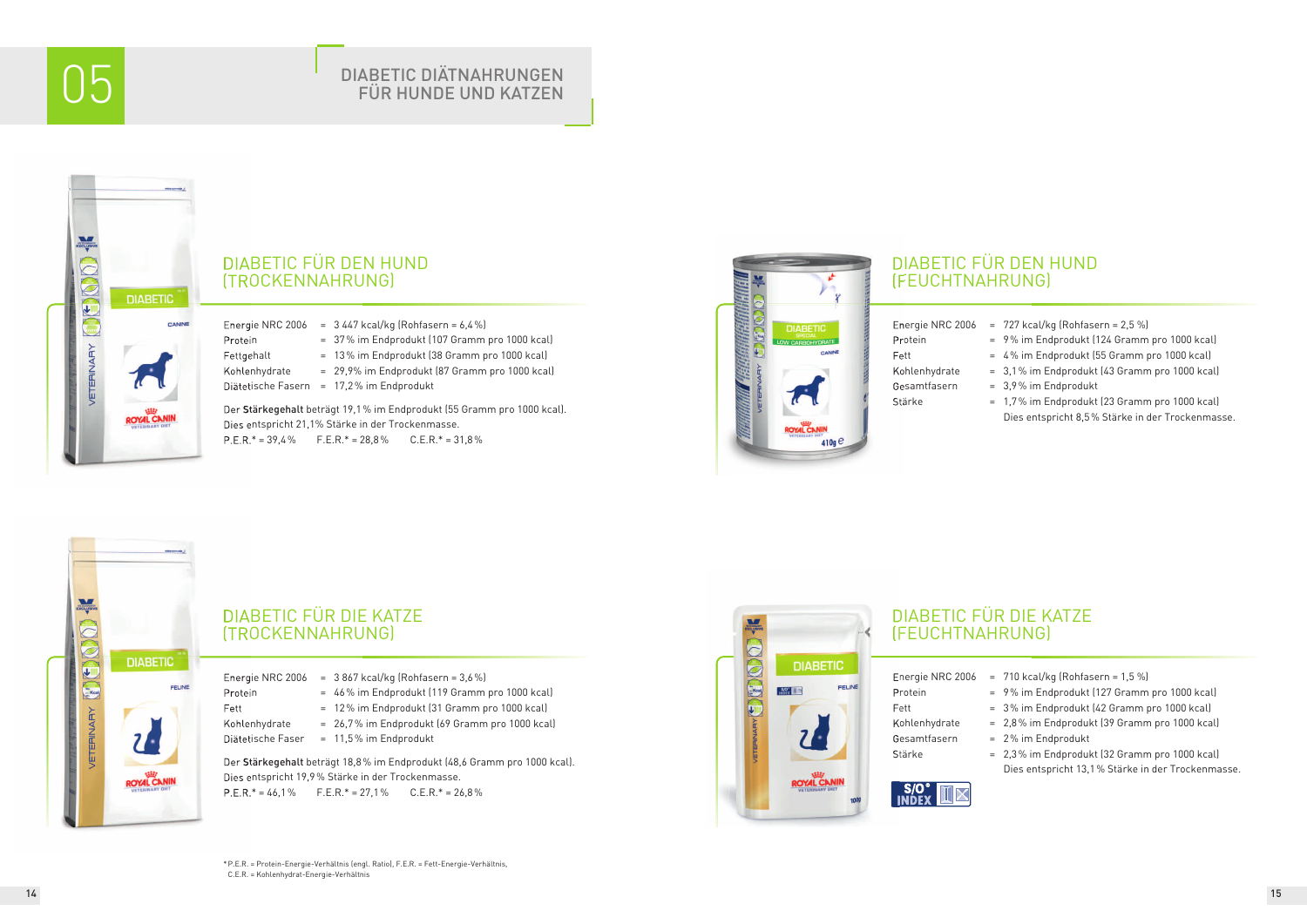# 05 DIABETIC DIÄTNAHRUNGEN FÜR HUNDE UND KATZEN

## DIABETIC FÜR DEN HUND (TROCKENNAHRUNG)

| | | |
|---|---|---|
| Energie NRC 2006 | = | 3 447 kcal/kg (Rohfasern = 6,4 %) |
| Protein | = | 37 % im Endprodukt (107 Gramm pro 1000 kcal) |
| Fettgehalt | = | 13 % im Endprodukt (38 Gramm pro 1000 kcal) |
| Kohlenhydrate | = | 29,9% im Endprodukt (87 Gramm pro 1000 kcal) |
| Diätetische Fasern | = | 17,2 % im Endprodukt |

Der **Stärkegehalt** beträgt 19,1 % im Endprodukt (55 Gramm pro 1000 kcal). Dies entspricht 21,1% Stärke in der Trockenmasse.

P.E.R.* = 39,4 % F.E.R.* = 28,8 % C.E.R.* = 31,8 %

## DIABETIC FÜR DEN HUND (FEUCHTNAHRUNG)

| | | |
|---|---|---|
| Energie NRC 2006 | = | 727 kcal/kg (Rohfasern = 2,5 %) |
| Protein | = | 9 % im Endprodukt (124 Gramm pro 1000 kcal) |
| Fett | = | 4 % im Endprodukt (55 Gramm pro 1000 kcal) |
| Kohlenhydrate | = | 3,1 % im Endprodukt (43 Gramm pro 1000 kcal) |
| Gesamtfasern | = | 3,9 % im Endprodukt |
| Stärke | = | 1,7 % im Endprodukt (23 Gramm pro 1000 kcal) Dies entspricht 8,5 % Stärke in der Trockenmasse. |

## DIABETIC FÜR DIE KATZE (TROCKENNAHRUNG)

| | | |
|---|---|---|
| Energie NRC 2006 | = | 3 867 kcal/kg (Rohfasern = 3,6 %) |
| Protein | = | 46 % im Endprodukt (119 Gramm pro 1000 kcal) |
| Fett | = | 12 % im Endprodukt (31 Gramm pro 1000 kcal) |
| Kohlenhydrate | = | 26,7 % im Endprodukt (69 Gramm pro 1000 kcal) |
| Diätetische Faser | = | 11,5 % im Endprodukt |

Der **Stärkegehalt** beträgt 18,8 % im Endprodukt (48,6 Gramm pro 1000 kcal). Dies entspricht 19,9 % Stärke in der Trockenmasse.

P.E.R.* = 46,1 % F.E.R.* = 27,1 % C.E.R.* = 26,8 %

## DIABETIC FÜR DIE KATZE (FEUCHTNAHRUNG)

| | | |
|---|---|---|
| Energie NRC 2006 | = | 710 kcal/kg (Rohfasern = 1,5 %) |
| Protein | = | 9 % im Endprodukt (127 Gramm pro 1000 kcal) |
| Fett | = | 3 % im Endprodukt (42 Gramm pro 1000 kcal) |
| Kohlenhydrate | = | 2,8 % im Endprodukt (39 Gramm pro 1000 kcal) |
| Gesamtfasern | = | 2 % im Endprodukt |
| Stärke | = | 2,3 % im Endprodukt (32 Gramm pro 1000 kcal) Dies entspricht 13,1 % Stärke in der Trockenmasse. |

S/O® INDEX

*P.E.R. = Protein-Energie-Verhältnis (engl. Ratio), F.E.R. = Fett-Energie-Verhältnis, C.E.R. = Kohlenhydrat-Energie-Verhältnis